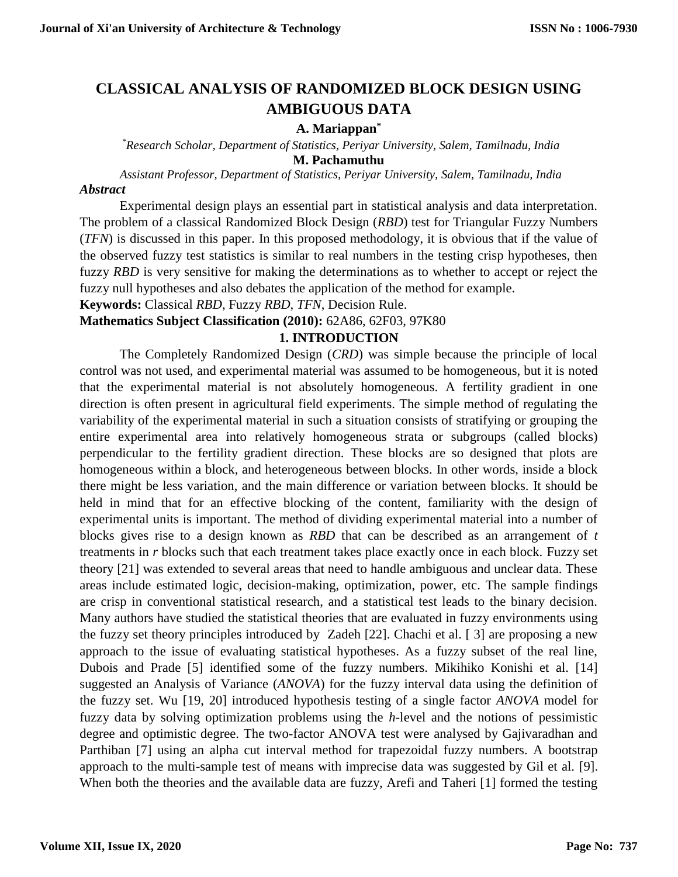# CLASSICAL ANALYSIS OF RANDOMIZED BLOCK DESIGN USING AMBIGUOUS DATA

**A. Mariappan***

*Research Scholar, Department of Statistics, Periyar University, Salem, Tamilnadu, India*

**M. Pachamuthu**

*Assistant Professor, Department of Statistics, Periyar University, Salem, Tamilnadu, India*

***Abstract***

Experimental design plays an essential part in statistical analysis and data interpretation. The problem of a classical Randomized Block Design (*RBD*) test for Triangular Fuzzy Numbers (*TFN*) is discussed in this paper. In this proposed methodology, it is obvious that if the value of the observed fuzzy test statistics is similar to real numbers in the testing crisp hypotheses, then fuzzy *RBD* is very sensitive for making the determinations as to whether to accept or reject the fuzzy null hypotheses and also debates the application of the method for example.

**Keywords:** Classical *RBD*, Fuzzy *RBD*, *TFN*, Decision Rule.

**Mathematics Subject Classification (2010):** 62A86, 62F03, 97K80

## 1. INTRODUCTION

The Completely Randomized Design (*CRD*) was simple because the principle of local control was not used, and experimental material was assumed to be homogeneous, but it is noted that the experimental material is not absolutely homogeneous. A fertility gradient in one direction is often present in agricultural field experiments. The simple method of regulating the variability of the experimental material in such a situation consists of stratifying or grouping the entire experimental area into relatively homogeneous strata or subgroups (called blocks) perpendicular to the fertility gradient direction. These blocks are so designed that plots are homogeneous within a block, and heterogeneous between blocks. In other words, inside a block there might be less variation, and the main difference or variation between blocks. It should be held in mind that for an effective blocking of the content, familiarity with the design of experimental units is important. The method of dividing experimental material into a number of blocks gives rise to a design known as *RBD* that can be described as an arrangement of $t$ treatments in $r$ blocks such that each treatment takes place exactly once in each block. Fuzzy set theory [21] was extended to several areas that need to handle ambiguous and unclear data. These areas include estimated logic, decision-making, optimization, power, etc. The sample findings are crisp in conventional statistical research, and a statistical test leads to the binary decision. Many authors have studied the statistical theories that are evaluated in fuzzy environments using the fuzzy set theory principles introduced by Zadeh [22]. Chachi et al. [ 3] are proposing a new approach to the issue of evaluating statistical hypotheses. As a fuzzy subset of the real line, Dubois and Prade [5] identified some of the fuzzy numbers. Mikihiko Konishi et al. [14] suggested an Analysis of Variance (*ANOVA*) for the fuzzy interval data using the definition of the fuzzy set. Wu [19, 20] introduced hypothesis testing of a single factor *ANOVA* model for fuzzy data by solving optimization problems using the $h$-level and the notions of pessimistic degree and optimistic degree. The two-factor ANOVA test were analysed by Gajivaradhan and Parthiban [7] using an alpha cut interval method for trapezoidal fuzzy numbers. A bootstrap approach to the multi-sample test of means with imprecise data was suggested by Gil et al. [9]. When both the theories and the available data are fuzzy, Arefi and Taheri [1] formed the testing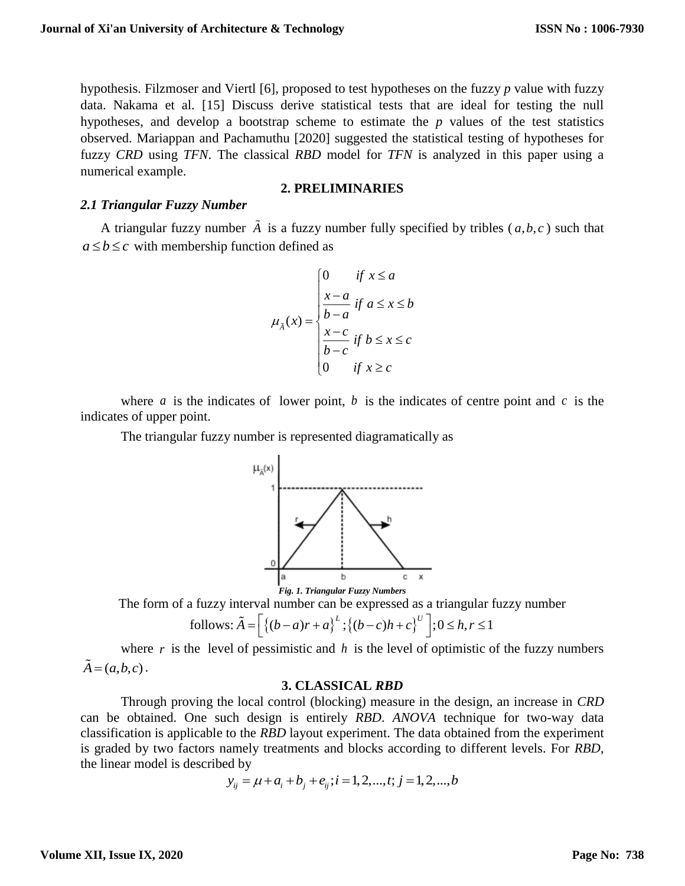hypothesis. Filzmoser and Viertl [6], proposed to test hypotheses on the fuzzy *p* value with fuzzy data. Nakama et al. [15] Discuss derive statistical tests that are ideal for testing the null hypotheses, and develop a bootstrap scheme to estimate the *p* values of the test statistics observed. Mariappan and Pachamuthu [2020] suggested the statistical testing of hypotheses for fuzzy *CRD* using *TFN*. The classical *RBD* model for *TFN* is analyzed in this paper using a numerical example.

## 2. PRELIMINARIES

### *2.1 Triangular Fuzzy Number*

A triangular fuzzy number $\tilde{A}$ is a fuzzy number fully specified by tribles $(a,b,c)$ such that $a \le b \le c$ with membership function defined as

$$\mu_{\tilde{A}}(x) = \begin{cases} 0 & if\ x \le a \\ \dfrac{x-a}{b-a} & if\ a \le x \le b \\ \dfrac{x-c}{b-c} & if\ b \le x \le c \\ 0 & if\ x \ge c \end{cases}$$

where $a$ is the indicates of lower point, $b$ is the indicates of centre point and $c$ is the indicates of upper point.

The triangular fuzzy number is represented diagramatically as

*Fig. 1. Triangular Fuzzy Numbers*

The form of a fuzzy interval number can be expressed as a triangular fuzzy number follows: $\tilde{A} = \left[ \left\{ (b-a)r + a \right\}^L ; \left\{ (b-c)h + c \right\}^U \right]; 0 \le h, r \le 1$

where $r$ is the level of pessimistic and $h$ is the level of optimistic of the fuzzy numbers $\tilde{A} = (a,b,c)$.

## 3. CLASSICAL *RBD*

Through proving the local control (blocking) measure in the design, an increase in *CRD* can be obtained. One such design is entirely *RBD*. *ANOVA* technique for two-way data classification is applicable to the *RBD* layout experiment. The data obtained from the experiment is graded by two factors namely treatments and blocks according to different levels. For *RBD*, the linear model is described by

$$y_{ij} = \mu + a_i + b_j + e_{ij}; i = 1,2,...,t; j = 1,2,...,b$$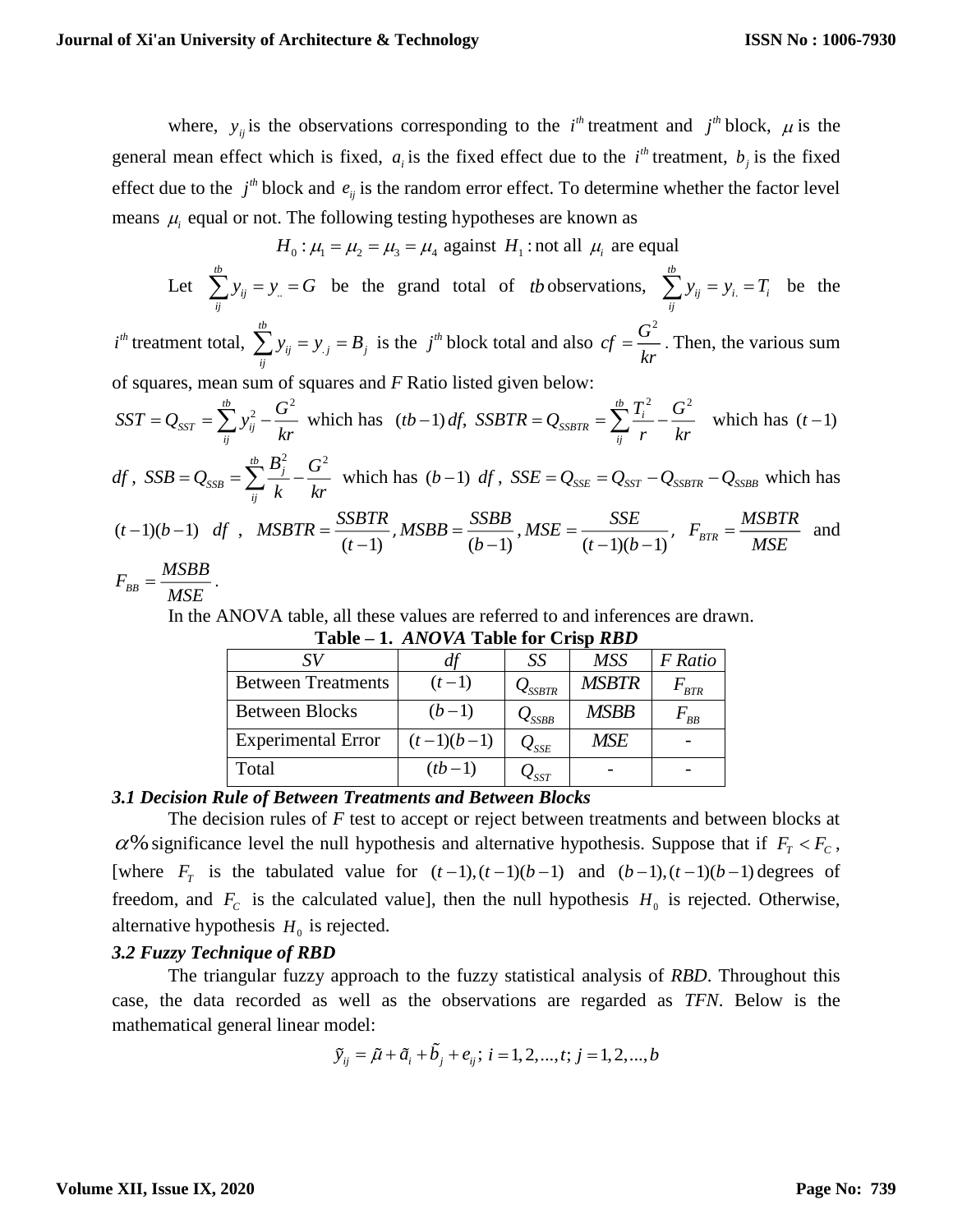where, $y_{ij}$ is the observations corresponding to the $i^{th}$ treatment and $j^{th}$ block, $\mu$ is the general mean effect which is fixed, $a_i$ is the fixed effect due to the $i^{th}$ treatment, $b_j$ is the fixed effect due to the $j^{th}$ block and $e_{ij}$ is the random error effect. To determine whether the factor level means $\mu_i$ equal or not. The following testing hypotheses are known as

$$H_0 : \mu_1 = \mu_2 = \mu_3 = \mu_4 \text{ against } H_1 : \text{not all } \mu_i \text{ are equal}$$

Let $\sum_{ij}^{tb} y_{ij} = y_{..} = G$ be the grand total of $tb$ observations, $\sum_{ij}^{tb} y_{ij} = y_{i.} = T_i$ be the $i^{th}$ treatment total, $\sum_{ij}^{tb} y_{ij} = y_{.j} = B_j$ is the $j^{th}$ block total and also $cf = \frac{G^2}{kr}$. Then, the various sum of squares, mean sum of squares and $F$ Ratio listed given below:

$SST = Q_{SST} = \sum_{ij}^{tb} y_{ij}^2 - \frac{G^2}{kr}$ which has $(tb-1)\,df$, $SSBTR = Q_{SSBTR} = \sum_{ij}^{tb} \frac{T_i^2}{r} - \frac{G^2}{kr}$ which has $(t-1)$ $df$, $SSB = Q_{SSB} = \sum_{ij}^{tb} \frac{B_j^2}{k} - \frac{G^2}{kr}$ which has $(b-1)$ $df$, $SSE = Q_{SSE} = Q_{SST} - Q_{SSBTR} - Q_{SSBB}$ which has $(t-1)(b-1)$ $df$, $MSBTR = \frac{SSBTR}{(t-1)}, MSBB = \frac{SSBB}{(b-1)}, MSE = \frac{SSE}{(t-1)(b-1)},$ $F_{BTR} = \frac{MSBTR}{MSE}$ and $F_{BB} = \frac{MSBB}{MSE}$.

In the ANOVA table, all these values are referred to and inferences are drawn.

**Table – 1. *ANOVA* Table for Crisp *RBD***

| *SV* | *df* | *SS* | *MSS* | *F Ratio* |
|---|---|---|---|---|
| Between Treatments | $(t-1)$ | $Q_{SSBTR}$ | $MSBTR$ | $F_{BTR}$ |
| Between Blocks | $(b-1)$ | $Q_{SSBB}$ | $MSBB$ | $F_{BB}$ |
| Experimental Error | $(t-1)(b-1)$ | $Q_{SSE}$ | $MSE$ | - |
| Total | $(tb-1)$ | $Q_{SST}$ | - | - |

### *3.1 Decision Rule of Between Treatments and Between Blocks*

The decision rules of $F$ test to accept or reject between treatments and between blocks at $\alpha\%$ significance level the null hypothesis and alternative hypothesis. Suppose that if $F_T < F_C$, [where $F_T$ is the tabulated value for $(t-1),(t-1)(b-1)$ and $(b-1),(t-1)(b-1)$ degrees of freedom, and $F_C$ is the calculated value], then the null hypothesis $H_0$ is rejected. Otherwise, alternative hypothesis $H_0$ is rejected.

### *3.2 Fuzzy Technique of RBD*

The triangular fuzzy approach to the fuzzy statistical analysis of *RBD*. Throughout this case, the data recorded as well as the observations are regarded as *TFN*. Below is the mathematical general linear model:

$$\tilde{y}_{ij} = \tilde{\mu} + \tilde{a}_i + \tilde{b}_j + e_{ij};\ i = 1, 2, ..., t;\ j = 1, 2, ..., b$$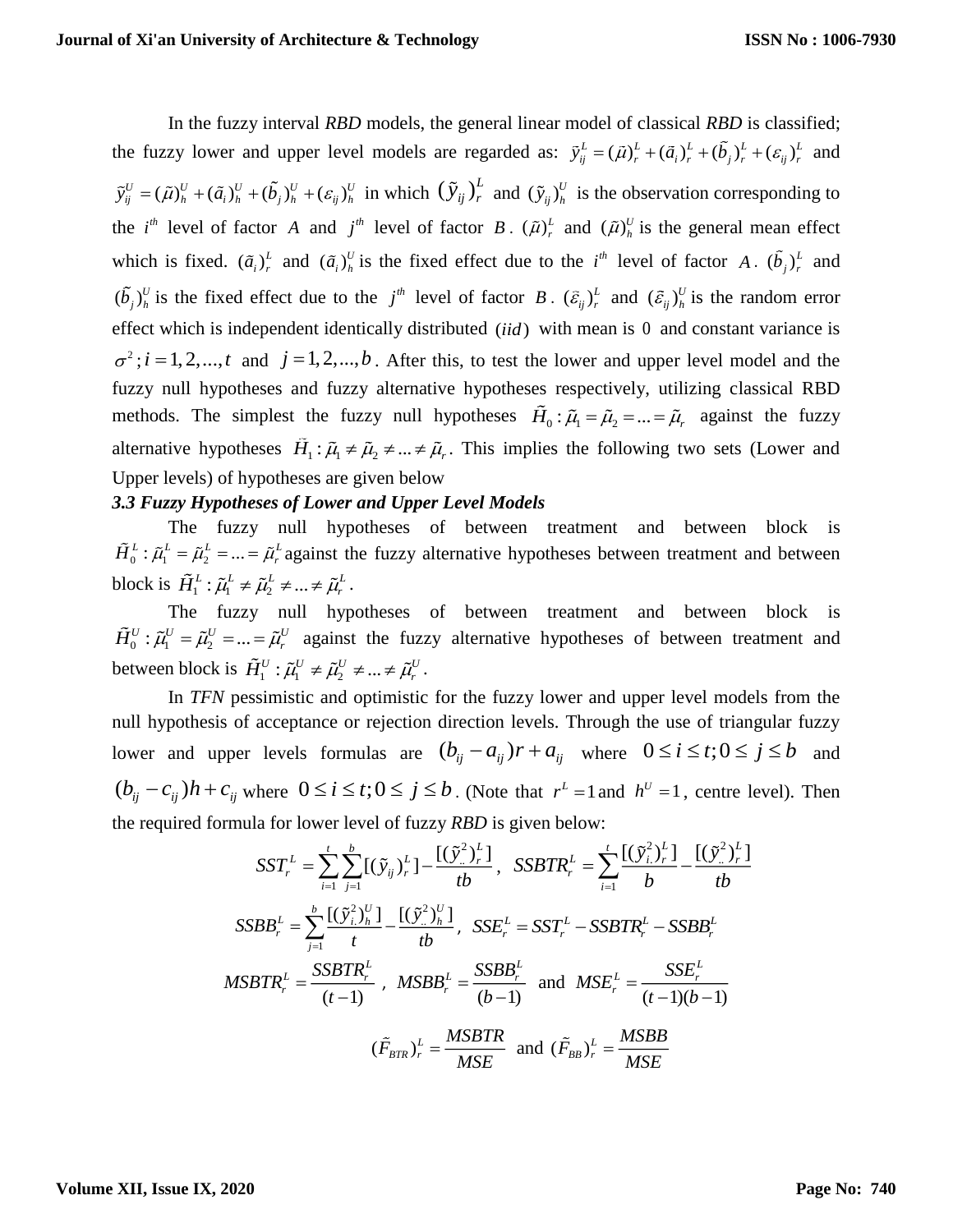In the fuzzy interval *RBD* models, the general linear model of classical *RBD* is classified; the fuzzy lower and upper level models are regarded as: $\tilde{y}_{ij}^{L} = (\tilde{\mu})_r^L + (\tilde{a}_i)_r^L + (\tilde{b}_j)_r^L + (\varepsilon_{ij})_r^L$ and $\tilde{y}_{ij}^{U} = (\tilde{\mu})_h^U + (\tilde{a}_i)_h^U + (\tilde{b}_j)_h^U + (\varepsilon_{ij})_h^U$ in which $(\tilde{y}_{ij})_r^L$ and $(\tilde{y}_{ij})_h^U$ is the observation corresponding to the $i^{th}$ level of factor $A$ and $j^{th}$ level of factor $B$. $(\tilde{\mu})_r^L$ and $(\tilde{\mu})_h^U$ is the general mean effect which is fixed. $(\tilde{a}_i)_r^L$ and $(\tilde{a}_i)_h^U$ is the fixed effect due to the $i^{th}$ level of factor $A$. $(\tilde{b}_j)_r^L$ and $(\tilde{b}_j)_h^U$ is the fixed effect due to the $j^{th}$ level of factor $B$. $(\tilde{\varepsilon}_{ij})_r^L$ and $(\tilde{\varepsilon}_{ij})_h^U$ is the random error effect which is independent identically distributed $(iid)$ with mean is $0$ and constant variance is $\sigma^2; i = 1, 2, ..., t$ and $j = 1, 2, ..., b$. After this, to test the lower and upper level model and the fuzzy null hypotheses and fuzzy alternative hypotheses respectively, utilizing classical RBD methods. The simplest the fuzzy null hypotheses $\tilde{H}_0 : \tilde{\mu}_1 = \tilde{\mu}_2 = ... = \tilde{\mu}_r$ against the fuzzy alternative hypotheses $\tilde{H}_1 : \tilde{\mu}_1 \neq \tilde{\mu}_2 \neq ... \neq \tilde{\mu}_r$. This implies the following two sets (Lower and Upper levels) of hypotheses are given below

### *3.3 Fuzzy Hypotheses of Lower and Upper Level Models*

The fuzzy null hypotheses of between treatment and between block is $\tilde{H}_0^L : \tilde{\mu}_1^L = \tilde{\mu}_2^L = ... = \tilde{\mu}_r^L$ against the fuzzy alternative hypotheses between treatment and between block is $\tilde{H}_1^L : \tilde{\mu}_1^L \neq \tilde{\mu}_2^L \neq ... \neq \tilde{\mu}_r^L$.

The fuzzy null hypotheses of between treatment and between block is $\tilde{H}_0^U : \tilde{\mu}_1^U = \tilde{\mu}_2^U = ... = \tilde{\mu}_r^U$ against the fuzzy alternative hypotheses of between treatment and between block is $\tilde{H}_1^U : \tilde{\mu}_1^U \neq \tilde{\mu}_2^U \neq ... \neq \tilde{\mu}_r^U$.

In *TFN* pessimistic and optimistic for the fuzzy lower and upper level models from the null hypothesis of acceptance or rejection direction levels. Through the use of triangular fuzzy lower and upper levels formulas are $(b_{ij} - a_{ij})r + a_{ij}$ where $0 \le i \le t; 0 \le j \le b$ and $(b_{ij} - c_{ij})h + c_{ij}$ where $0 \le i \le t; 0 \le j \le b$. (Note that $r^L = 1$ and $h^U = 1$, centre level). Then the required formula for lower level of fuzzy *RBD* is given below:

$$SST_r^L = \sum_{i=1}^{t}\sum_{j=1}^{b}[(\tilde{y}_{ij})_r^L] - \frac{[(\tilde{y}_{..}^2)_r^L]}{tb}, \quad SSBTR_r^L = \sum_{i=1}^{t}\frac{[(\tilde{y}_{i.}^2)_r^L]}{b} - \frac{[(\tilde{y}_{..}^2)_r^L]}{tb}$$

$$SSBB_r^L = \sum_{j=1}^{b}\frac{[(\tilde{y}_{i.}^2)_h^U]}{t} - \frac{[(\tilde{y}_{..}^2)_h^U]}{tb}, \quad SSE_r^L = SST_r^L - SSBTR_r^L - SSBB_r^L$$

$$MSBTR_r^L = \frac{SSBTR_r^L}{(t-1)}, \quad MSBB_r^L = \frac{SSBB_r^L}{(b-1)} \text{ and } MSE_r^L = \frac{SSE_r^L}{(t-1)(b-1)}$$

$$(\tilde{F}_{BTR})_r^L = \frac{MSBTR}{MSE} \text{ and } (\tilde{F}_{BB})_r^L = \frac{MSBB}{MSE}$$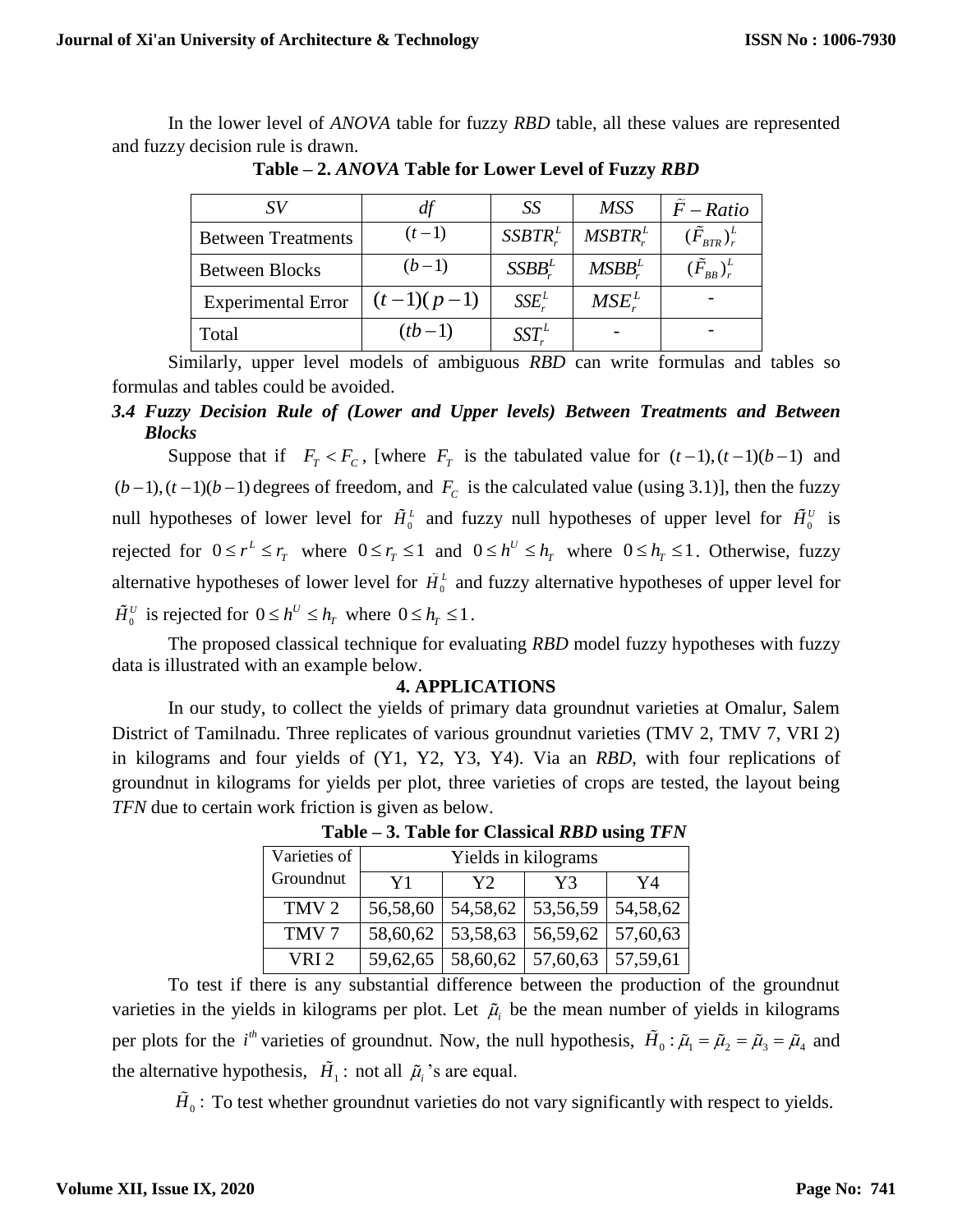In the lower level of *ANOVA* table for fuzzy *RBD* table, all these values are represented and fuzzy decision rule is drawn.

**Table – 2. *ANOVA* Table for Lower Level of Fuzzy *RBD***

| *SV* | *df* | *SS* | *MSS* | $\tilde{F} - Ratio$ |
|---|---|---|---|---|
| Between Treatments | $(t-1)$ | $SSBTR_r^L$ | $MSBTR_r^L$ | $(\tilde{F}_{BTR})_r^L$ |
| Between Blocks | $(b-1)$ | $SSBB_r^L$ | $MSBB_r^L$ | $(\tilde{F}_{BB})_r^L$ |
| Experimental Error | $(t-1)(p-1)$ | $SSE_r^L$ | $MSE_r^L$ | - |
| Total | $(tb-1)$ | $SST_r^L$ | - | - |

Similarly, upper level models of ambiguous *RBD* can write formulas and tables so formulas and tables could be avoided.

### *3.4 Fuzzy Decision Rule of (Lower and Upper levels) Between Treatments and Between Blocks*

Suppose that if $F_T < F_C$, [where $F_T$ is the tabulated value for $(t-1),(t-1)(b-1)$ and $(b-1),(t-1)(b-1)$ degrees of freedom, and $F_C$ is the calculated value (using 3.1)], then the fuzzy null hypotheses of lower level for $\tilde{H}_0^L$ and fuzzy null hypotheses of upper level for $\tilde{H}_0^U$ is rejected for $0 \le r^L \le r_T$ where $0 \le r_T \le 1$ and $0 \le h^U \le h_T$ where $0 \le h_T \le 1$. Otherwise, fuzzy alternative hypotheses of lower level for $\tilde{H}_0^L$ and fuzzy alternative hypotheses of upper level for $\tilde{H}_0^U$ is rejected for $0 \le h^U \le h_T$ where $0 \le h_T \le 1$.

The proposed classical technique for evaluating *RBD* model fuzzy hypotheses with fuzzy data is illustrated with an example below.

## 4. APPLICATIONS

In our study, to collect the yields of primary data groundnut varieties at Omalur, Salem District of Tamilnadu. Three replicates of various groundnut varieties (TMV 2, TMV 7, VRI 2) in kilograms and four yields of (Y1, Y2, Y3, Y4). Via an *RBD*, with four replications of groundnut in kilograms for yields per plot, three varieties of crops are tested, the layout being *TFN* due to certain work friction is given as below.

**Table – 3. Table for Classical *RBD* using *TFN***

| Varieties of Groundnut | Yields in kilograms | | | |
|---|---|---|---|---|
| | Y1 | Y2 | Y3 | Y4 |
| TMV 2 | 56,58,60 | 54,58,62 | 53,56,59 | 54,58,62 |
| TMV 7 | 58,60,62 | 53,58,63 | 56,59,62 | 57,60,63 |
| VRI 2 | 59,62,65 | 58,60,62 | 57,60,63 | 57,59,61 |

To test if there is any substantial difference between the production of the groundnut varieties in the yields in kilograms per plot. Let $\tilde{\mu}_i$ be the mean number of yields in kilograms per plots for the $i^{th}$ varieties of groundnut. Now, the null hypothesis, $\tilde{H}_0 : \tilde{\mu}_1 = \tilde{\mu}_2 = \tilde{\mu}_3 = \tilde{\mu}_4$ and the alternative hypothesis, $\tilde{H}_1 :$ not all $\tilde{\mu}_i$'s are equal.

$\tilde{H}_0 :$ To test whether groundnut varieties do not vary significantly with respect to yields.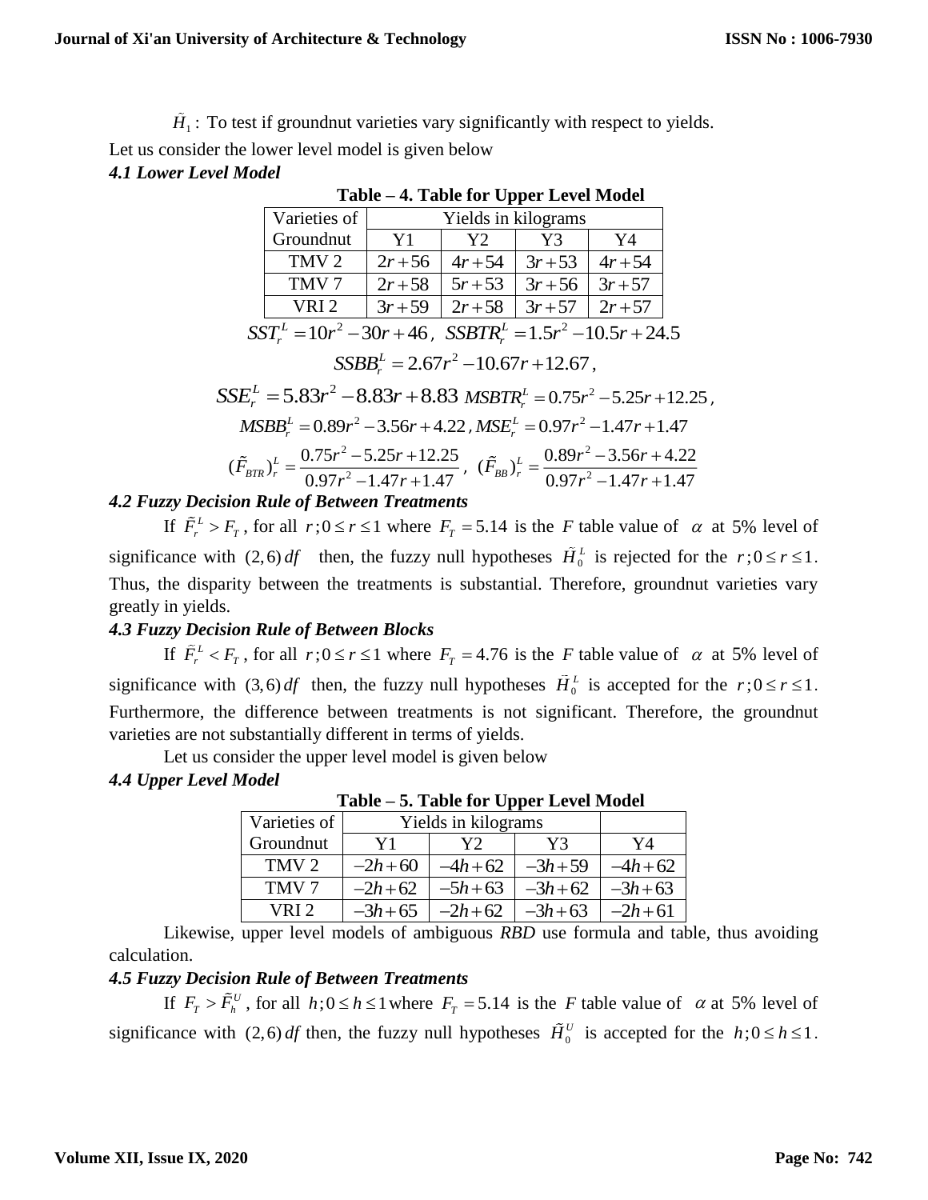$\tilde{H}_1$ : To test if groundnut varieties vary significantly with respect to yields.

Let us consider the lower level model is given below

***4.1 Lower Level Model***

**Table – 4. Table for Upper Level Model**

| Varieties of Groundnut | Yields in kilograms | | | |
|---|---|---|---|---|
| | Y1 | Y2 | Y3 | Y4 |
| TMV 2 | $2r+56$ | $4r+54$ | $3r+53$ | $4r+54$ |
| TMV 7 | $2r+58$ | $5r+53$ | $3r+56$ | $3r+57$ |
| VRI 2 | $3r+59$ | $2r+58$ | $3r+57$ | $2r+57$ |

$$SST_r^L = 10r^2 - 30r + 46,\ SSBTR_r^L = 1.5r^2 - 10.5r + 24.5$$

$$SSBB_r^L = 2.67r^2 - 10.67r + 12.67,$$

$$SSE_r^L = 5.83r^2 - 8.83r + 8.83\ MSBTR_r^L = 0.75r^2 - 5.25r + 12.25,$$

$$MSBB_r^L = 0.89r^2 - 3.56r + 4.22,\ MSE_r^L = 0.97r^2 - 1.47r + 1.47$$

$$(\tilde{F}_{BTR})_r^L = \frac{0.75r^2 - 5.25r + 12.25}{0.97r^2 - 1.47r + 1.47},\ (\tilde{F}_{BB})_r^L = \frac{0.89r^2 - 3.56r + 4.22}{0.97r^2 - 1.47r + 1.47}$$

***4.2 Fuzzy Decision Rule of Between Treatments***

If $\tilde{F}_r^L > F_T$, for all $r; 0 \le r \le 1$ where $F_T = 5.14$ is the $F$ table value of $\alpha$ at 5% level of significance with $(2,6)\,df$ then, the fuzzy null hypotheses $\tilde{H}_0^L$ is rejected for the $r; 0 \le r \le 1$. Thus, the disparity between the treatments is substantial. Therefore, groundnut varieties vary greatly in yields.

***4.3 Fuzzy Decision Rule of Between Blocks***

If $\tilde{F}_r^L < F_T$, for all $r; 0 \le r \le 1$ where $F_T = 4.76$ is the $F$ table value of $\alpha$ at 5% level of significance with $(3,6)\,df$ then, the fuzzy null hypotheses $\tilde{H}_0^L$ is accepted for the $r; 0 \le r \le 1$. Furthermore, the difference between treatments is not significant. Therefore, the groundnut varieties are not substantially different in terms of yields.

Let us consider the upper level model is given below

***4.4 Upper Level Model***

**Table – 5. Table for Upper Level Model**

| Varieties of Groundnut | Yields in kilograms | | | |
|---|---|---|---|---|
| | Y1 | Y2 | Y3 | Y4 |
| TMV 2 | $-2h+60$ | $-4h+62$ | $-3h+59$ | $-4h+62$ |
| TMV 7 | $-2h+62$ | $-5h+63$ | $-3h+62$ | $-3h+63$ |
| VRI 2 | $-3h+65$ | $-2h+62$ | $-3h+63$ | $-2h+61$ |

Likewise, upper level models of ambiguous *RBD* use formula and table, thus avoiding calculation.

***4.5 Fuzzy Decision Rule of Between Treatments***

If $F_T > \tilde{F}_h^U$, for all $h; 0 \le h \le 1$ where $F_T = 5.14$ is the $F$ table value of $\alpha$ at 5% level of significance with $(2,6)\,df$ then, the fuzzy null hypotheses $\tilde{H}_0^U$ is accepted for the $h; 0 \le h \le 1$.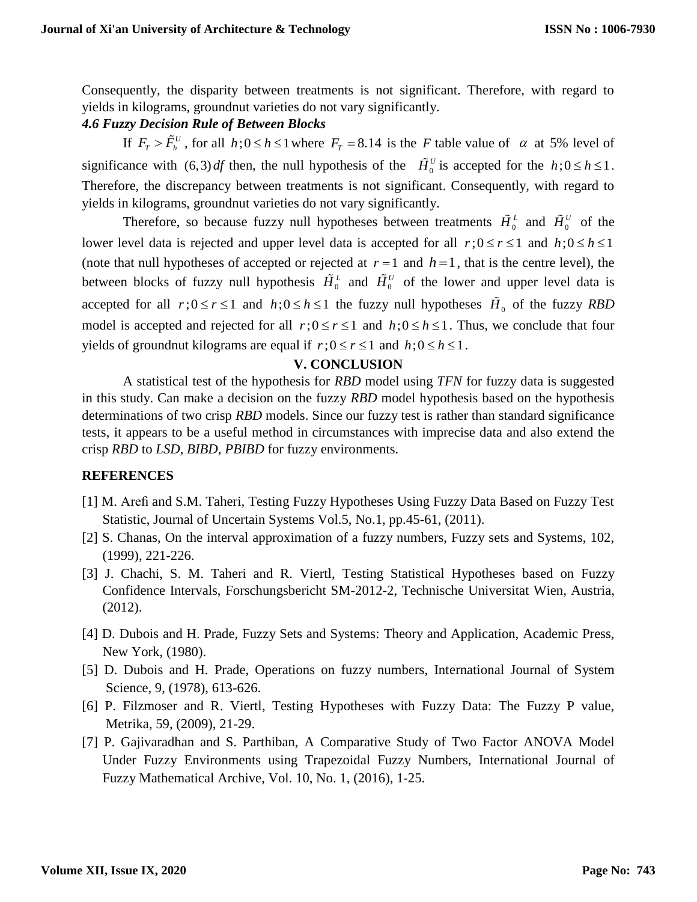Consequently, the disparity between treatments is not significant. Therefore, with regard to yields in kilograms, groundnut varieties do not vary significantly.

### *4.6 Fuzzy Decision Rule of Between Blocks*

If $F_T > \tilde{F}_h^U$, for all $h; 0 \le h \le 1$ where $F_T = 8.14$ is the $F$ table value of $\alpha$ at 5% level of significance with $(6,3)\,df$ then, the null hypothesis of the $\tilde{H}_0^U$ is accepted for the $h; 0 \le h \le 1$. Therefore, the discrepancy between treatments is not significant. Consequently, with regard to yields in kilograms, groundnut varieties do not vary significantly.

Therefore, so because fuzzy null hypotheses between treatments $\tilde{H}_0^L$ and $\tilde{H}_0^U$ of the lower level data is rejected and upper level data is accepted for all $r; 0 \le r \le 1$ and $h; 0 \le h \le 1$ (note that null hypotheses of accepted or rejected at $r = 1$ and $h = 1$, that is the centre level), the between blocks of fuzzy null hypothesis $\tilde{H}_0^L$ and $\tilde{H}_0^U$ of the lower and upper level data is accepted for all $r; 0 \le r \le 1$ and $h; 0 \le h \le 1$ the fuzzy null hypotheses $\tilde{H}_0$ of the fuzzy *RBD* model is accepted and rejected for all $r; 0 \le r \le 1$ and $h; 0 \le h \le 1$. Thus, we conclude that four yields of groundnut kilograms are equal if $r; 0 \le r \le 1$ and $h; 0 \le h \le 1$.

## V. CONCLUSION

A statistical test of the hypothesis for *RBD* model using *TFN* for fuzzy data is suggested in this study. Can make a decision on the fuzzy *RBD* model hypothesis based on the hypothesis determinations of two crisp *RBD* models. Since our fuzzy test is rather than standard significance tests, it appears to be a useful method in circumstances with imprecise data and also extend the crisp *RBD* to *LSD*, *BIBD*, *PBIBD* for fuzzy environments.

## REFERENCES

[1] M. Arefi and S.M. Taheri, Testing Fuzzy Hypotheses Using Fuzzy Data Based on Fuzzy Test Statistic, Journal of Uncertain Systems Vol.5, No.1, pp.45-61, (2011).

[2] S. Chanas, On the interval approximation of a fuzzy numbers, Fuzzy sets and Systems, 102, (1999), 221-226.

[3] J. Chachi, S. M. Taheri and R. Viertl, Testing Statistical Hypotheses based on Fuzzy Confidence Intervals, Forschungsbericht SM-2012-2, Technische Universitat Wien, Austria, (2012).

[4] D. Dubois and H. Prade, Fuzzy Sets and Systems: Theory and Application, Academic Press, New York, (1980).

[5] D. Dubois and H. Prade, Operations on fuzzy numbers, International Journal of System Science, 9, (1978), 613-626.

[6] P. Filzmoser and R. Viertl, Testing Hypotheses with Fuzzy Data: The Fuzzy P value, Metrika, 59, (2009), 21-29.

[7] P. Gajivaradhan and S. Parthiban, A Comparative Study of Two Factor ANOVA Model Under Fuzzy Environments using Trapezoidal Fuzzy Numbers, International Journal of Fuzzy Mathematical Archive, Vol. 10, No. 1, (2016), 1-25.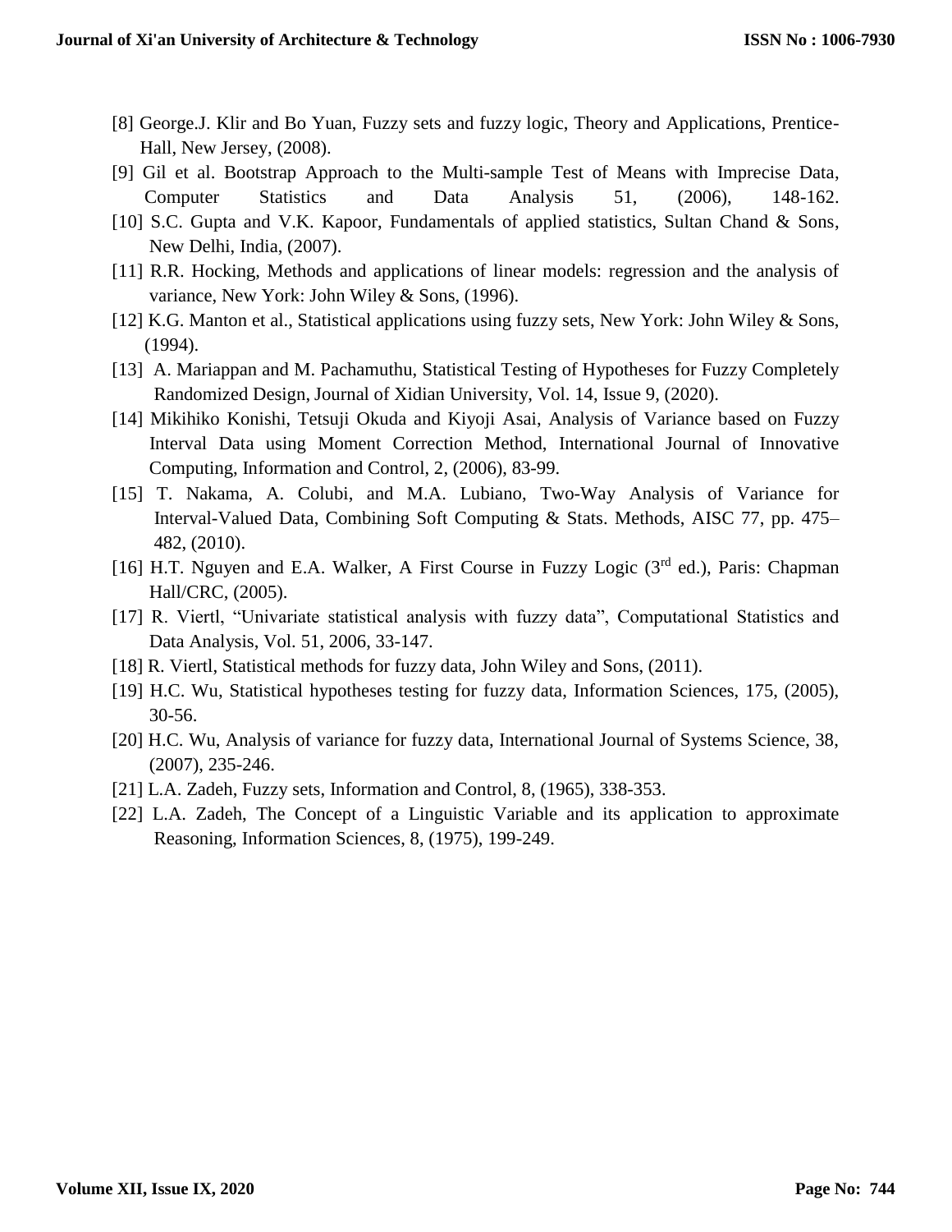[8] George.J. Klir and Bo Yuan, Fuzzy sets and fuzzy logic, Theory and Applications, Prentice-Hall, New Jersey, (2008).

[9] Gil et al. Bootstrap Approach to the Multi-sample Test of Means with Imprecise Data, Computer Statistics and Data Analysis 51, (2006), 148-162.

[10] S.C. Gupta and V.K. Kapoor, Fundamentals of applied statistics, Sultan Chand & Sons, New Delhi, India, (2007).

[11] R.R. Hocking, Methods and applications of linear models: regression and the analysis of variance, New York: John Wiley & Sons, (1996).

[12] K.G. Manton et al., Statistical applications using fuzzy sets, New York: John Wiley & Sons, (1994).

[13] A. Mariappan and M. Pachamuthu, Statistical Testing of Hypotheses for Fuzzy Completely Randomized Design, Journal of Xidian University, Vol. 14, Issue 9, (2020).

[14] Mikihiko Konishi, Tetsuji Okuda and Kiyoji Asai, Analysis of Variance based on Fuzzy Interval Data using Moment Correction Method, International Journal of Innovative Computing, Information and Control, 2, (2006), 83-99.

[15] T. Nakama, A. Colubi, and M.A. Lubiano, Two-Way Analysis of Variance for Interval-Valued Data, Combining Soft Computing & Stats. Methods, AISC 77, pp. 475–482, (2010).

[16] H.T. Nguyen and E.A. Walker, A First Course in Fuzzy Logic (3rd ed.), Paris: Chapman Hall/CRC, (2005).

[17] R. Viertl, "Univariate statistical analysis with fuzzy data", Computational Statistics and Data Analysis, Vol. 51, 2006, 33-147.

[18] R. Viertl, Statistical methods for fuzzy data, John Wiley and Sons, (2011).

[19] H.C. Wu, Statistical hypotheses testing for fuzzy data, Information Sciences, 175, (2005), 30-56.

[20] H.C. Wu, Analysis of variance for fuzzy data, International Journal of Systems Science, 38, (2007), 235-246.

[21] L.A. Zadeh, Fuzzy sets, Information and Control, 8, (1965), 338-353.

[22] L.A. Zadeh, The Concept of a Linguistic Variable and its application to approximate Reasoning, Information Sciences, 8, (1975), 199-249.